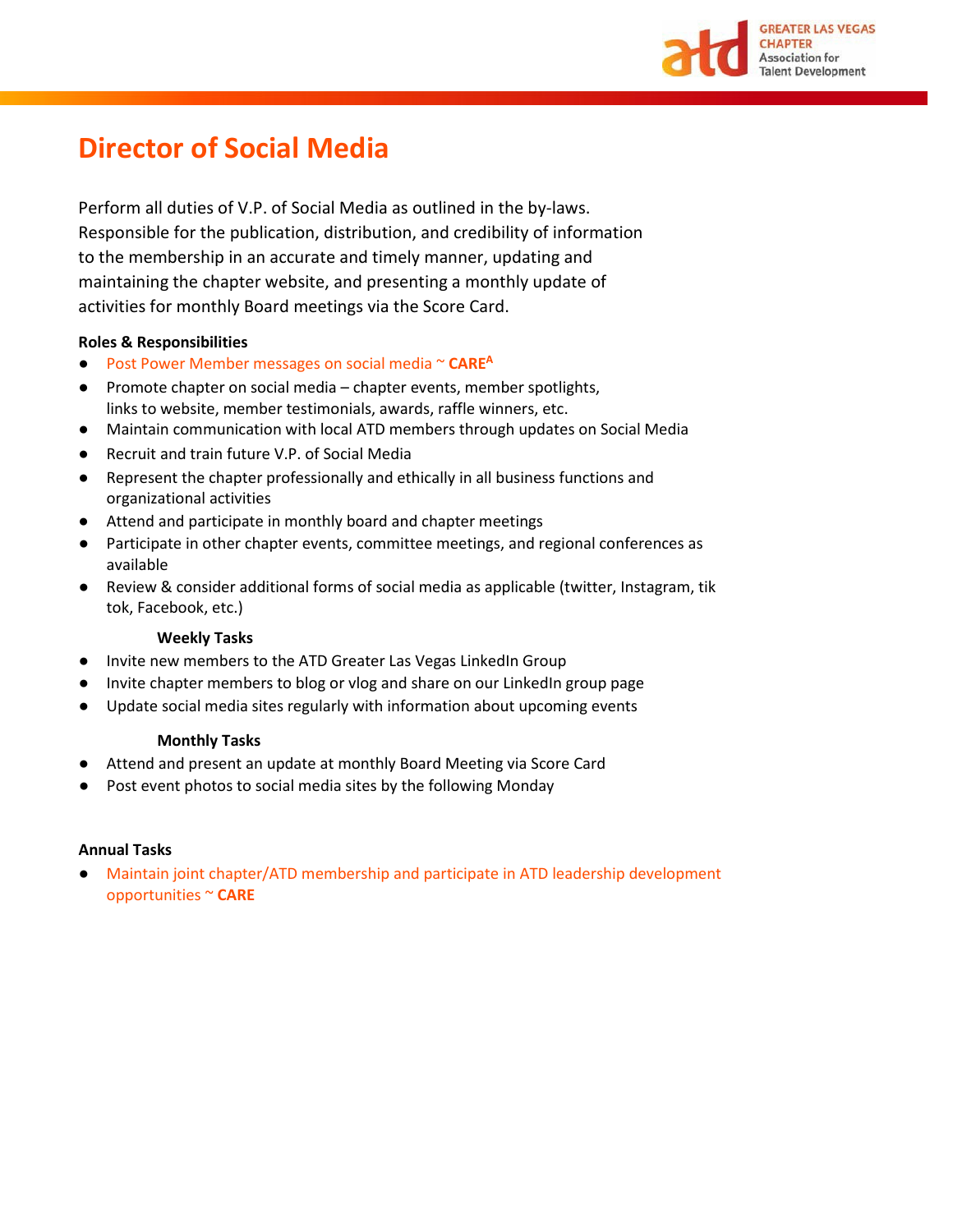# Director of Social Media

Perform all duties of V.P. of Social Media as outlined in the by-laws. Responsible for the publication, distribution, and credibility of information to the membership in an accurate and timely manner, updating and maintaining the chapter website, and presenting a monthly update of activities for monthly Board meetings via the Score Card.

**Roles & Responsibilities**

- Post Power Member messages on social media ~ **CARE**[A]
- Promote chapter on social media – chapter events, member spotlights, links to website, member testimonials, awards, raffle winners, etc.
- Maintain communication with local ATD members through updates on Social Media
- Recruit and train future V.P. of Social Media
- Represent the chapter professionally and ethically in all business functions and organizational activities
- Attend and participate in monthly board and chapter meetings
- Participate in other chapter events, committee meetings, and regional conferences as available
- Review & consider additional forms of social media as applicable (twitter, Instagram, tik tok, Facebook, etc.)

**Weekly Tasks**

- Invite new members to the ATD Greater Las Vegas LinkedIn Group
- Invite chapter members to blog or vlog and share on our LinkedIn group page
- Update social media sites regularly with information about upcoming events

**Monthly Tasks**

- Attend and present an update at monthly Board Meeting via Score Card
- Post event photos to social media sites by the following Monday

**Annual Tasks**

- Maintain joint chapter/ATD membership and participate in ATD leadership development opportunities ~ **CARE**